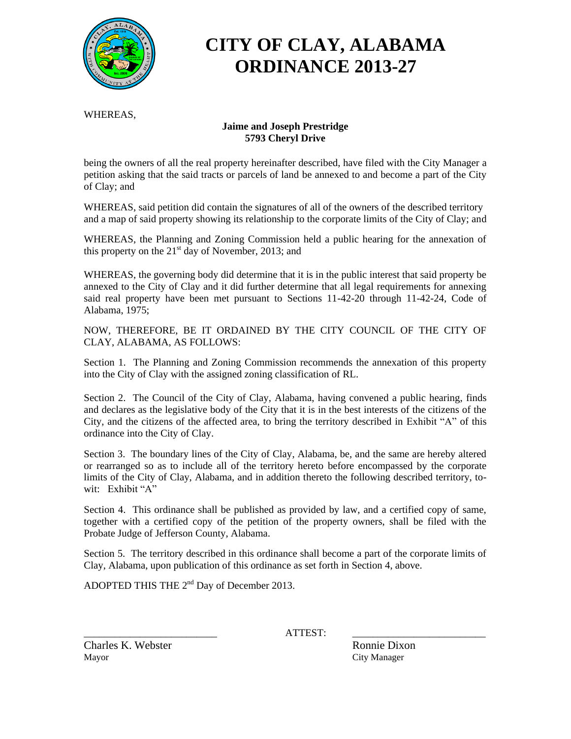# CITY OF CLAY, ALABAMA
# ORDINANCE 2013-27

WHEREAS,

**Jaime and Joseph Prestridge**
**5793 Cheryl Drive**

being the owners of all the real property hereinafter described, have filed with the City Manager a petition asking that the said tracts or parcels of land be annexed to and become a part of the City of Clay; and

WHEREAS, said petition did contain the signatures of all of the owners of the described territory and a map of said property showing its relationship to the corporate limits of the City of Clay; and

WHEREAS, the Planning and Zoning Commission held a public hearing for the annexation of this property on the 21st day of November, 2013; and

WHEREAS, the governing body did determine that it is in the public interest that said property be annexed to the City of Clay and it did further determine that all legal requirements for annexing said real property have been met pursuant to Sections 11-42-20 through 11-42-24, Code of Alabama, 1975;

NOW, THEREFORE, BE IT ORDAINED BY THE CITY COUNCIL OF THE CITY OF CLAY, ALABAMA, AS FOLLOWS:

Section 1. The Planning and Zoning Commission recommends the annexation of this property into the City of Clay with the assigned zoning classification of RL.

Section 2. The Council of the City of Clay, Alabama, having convened a public hearing, finds and declares as the legislative body of the City that it is in the best interests of the citizens of the City, and the citizens of the affected area, to bring the territory described in Exhibit "A" of this ordinance into the City of Clay.

Section 3. The boundary lines of the City of Clay, Alabama, be, and the same are hereby altered or rearranged so as to include all of the territory hereto before encompassed by the corporate limits of the City of Clay, Alabama, and in addition thereto the following described territory, to-wit: Exhibit "A"

Section 4. This ordinance shall be published as provided by law, and a certified copy of same, together with a certified copy of the petition of the property owners, shall be filed with the Probate Judge of Jefferson County, Alabama.

Section 5. The territory described in this ordinance shall become a part of the corporate limits of Clay, Alabama, upon publication of this ordinance as set forth in Section 4, above.

ADOPTED THIS THE 2nd Day of December 2013.

_________________________ ATTEST: _________________________

Charles K. Webster
Mayor

Ronnie Dixon
City Manager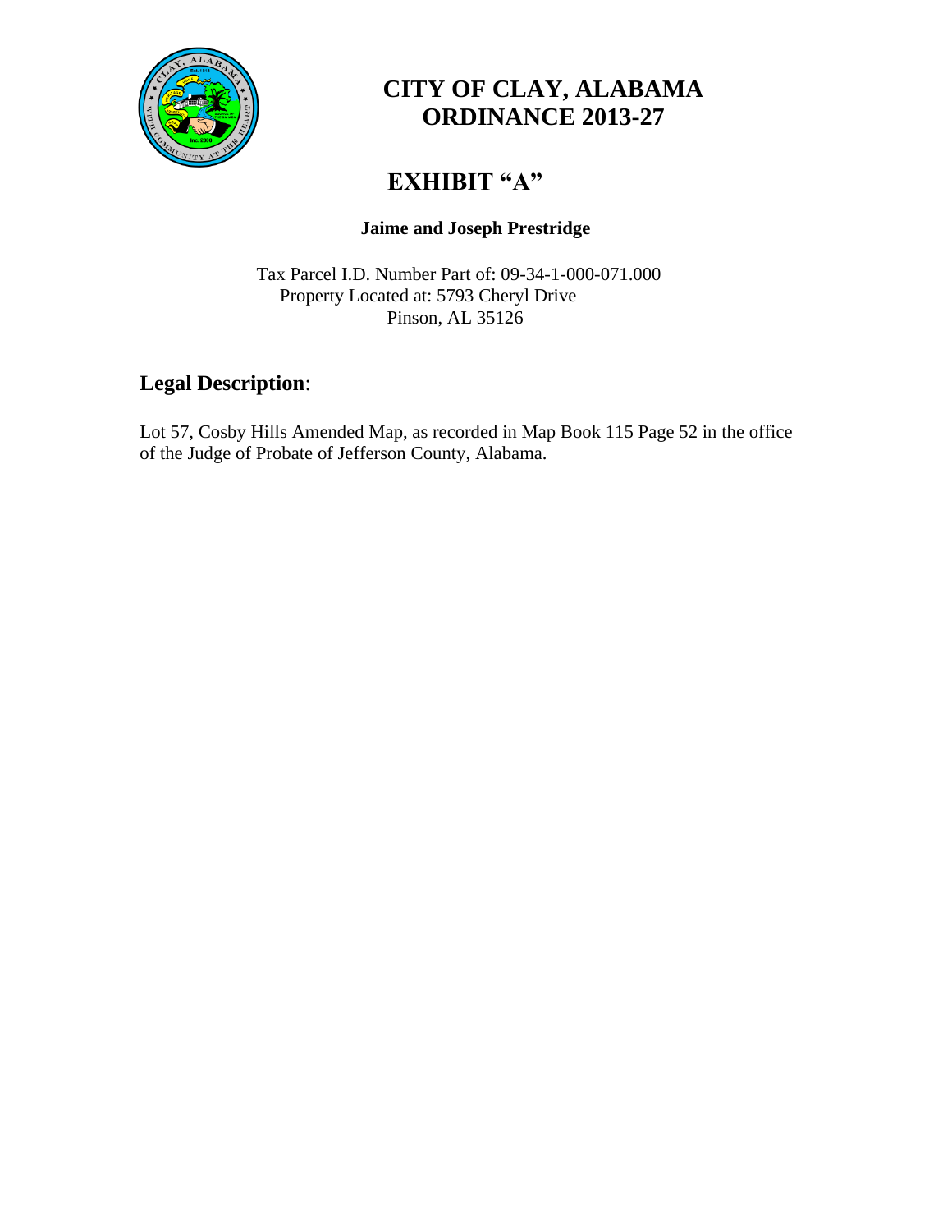# CITY OF CLAY, ALABAMA
# ORDINANCE 2013-27

## EXHIBIT "A"

**Jaime and Joseph Prestridge**

Tax Parcel I.D. Number Part of: 09-34-1-000-071.000
Property Located at: 5793 Cheryl Drive
Pinson, AL 35126

## Legal Description:

Lot 57, Cosby Hills Amended Map, as recorded in Map Book 115 Page 52 in the office of the Judge of Probate of Jefferson County, Alabama.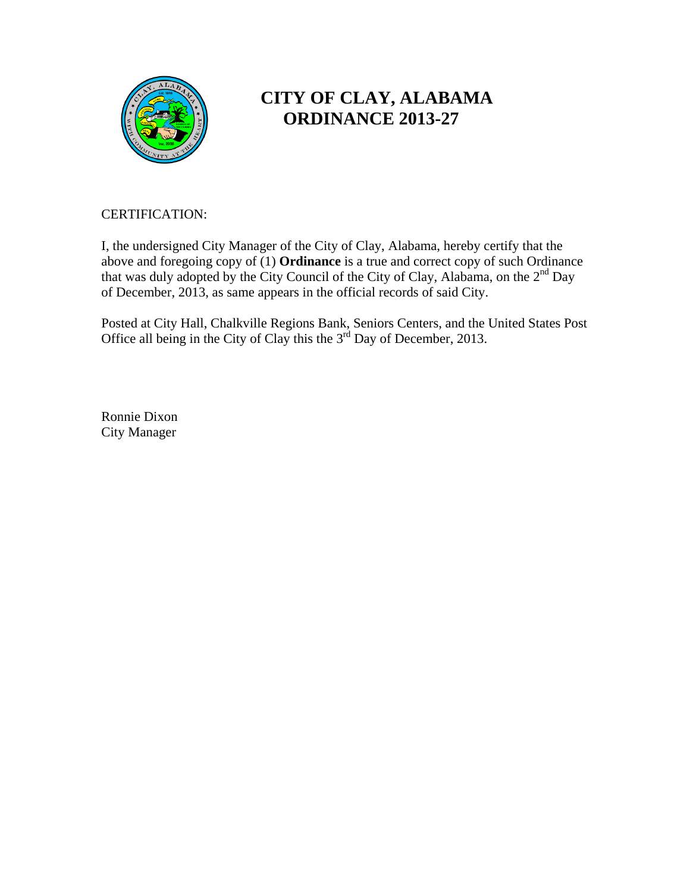# CITY OF CLAY, ALABAMA
# ORDINANCE 2013-27

CERTIFICATION:

I, the undersigned City Manager of the City of Clay, Alabama, hereby certify that the above and foregoing copy of (1) **Ordinance** is a true and correct copy of such Ordinance that was duly adopted by the City Council of the City of Clay, Alabama, on the 2nd Day of December, 2013, as same appears in the official records of said City.

Posted at City Hall, Chalkville Regions Bank, Seniors Centers, and the United States Post Office all being in the City of Clay this the 3rd Day of December, 2013.

Ronnie Dixon
City Manager